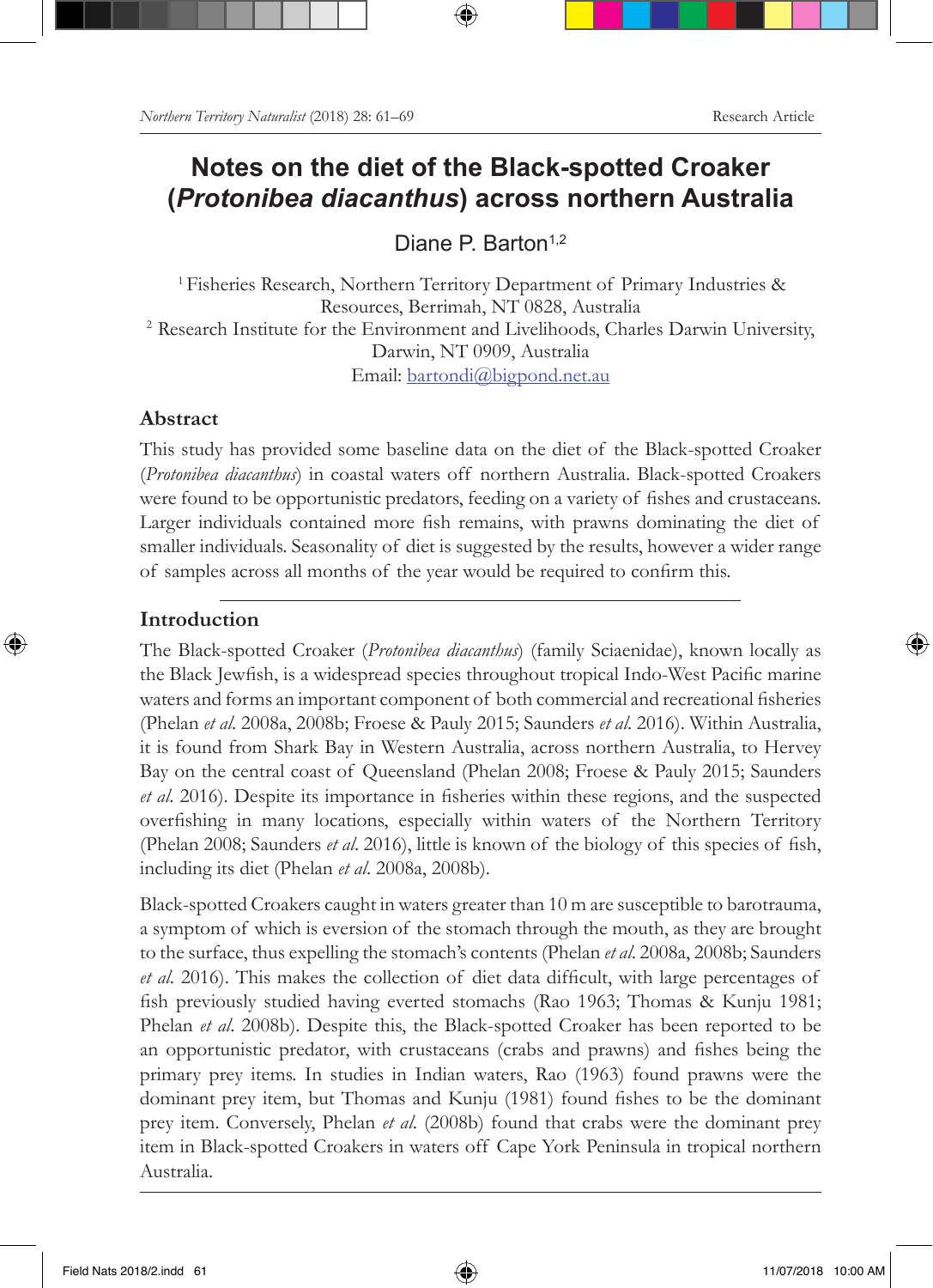# Notes on the diet of the Black-spotted Croaker (*Protonibea diacanthus*) across northern Australia

Diane P. Barton[1,2]

[1] Fisheries Research, Northern Territory Department of Primary Industries & Resources, Berrimah, NT 0828, Australia

[2] Research Institute for the Environment and Livelihoods, Charles Darwin University, Darwin, NT 0909, Australia

Email: bartondi@bigpond.net.au

## Abstract

This study has provided some baseline data on the diet of the Black-spotted Croaker (*Protonibea diacanthus*) in coastal waters off northern Australia. Black-spotted Croakers were found to be opportunistic predators, feeding on a variety of fishes and crustaceans. Larger individuals contained more fish remains, with prawns dominating the diet of smaller individuals. Seasonality of diet is suggested by the results, however a wider range of samples across all months of the year would be required to confirm this.

## Introduction

The Black-spotted Croaker (*Protonibea diacanthus*) (family Sciaenidae), known locally as the Black Jewfish, is a widespread species throughout tropical Indo-West Pacific marine waters and forms an important component of both commercial and recreational fisheries (Phelan *et al.* 2008a, 2008b; Froese & Pauly 2015; Saunders *et al.* 2016). Within Australia, it is found from Shark Bay in Western Australia, across northern Australia, to Hervey Bay on the central coast of Queensland (Phelan 2008; Froese & Pauly 2015; Saunders *et al.* 2016). Despite its importance in fisheries within these regions, and the suspected overfishing in many locations, especially within waters of the Northern Territory (Phelan 2008; Saunders *et al.* 2016), little is known of the biology of this species of fish, including its diet (Phelan *et al.* 2008a, 2008b).

Black-spotted Croakers caught in waters greater than 10 m are susceptible to barotrauma, a symptom of which is eversion of the stomach through the mouth, as they are brought to the surface, thus expelling the stomach's contents (Phelan *et al.* 2008a, 2008b; Saunders *et al.* 2016). This makes the collection of diet data difficult, with large percentages of fish previously studied having everted stomachs (Rao 1963; Thomas & Kunju 1981; Phelan *et al.* 2008b). Despite this, the Black-spotted Croaker has been reported to be an opportunistic predator, with crustaceans (crabs and prawns) and fishes being the primary prey items. In studies in Indian waters, Rao (1963) found prawns were the dominant prey item, but Thomas and Kunju (1981) found fishes to be the dominant prey item. Conversely, Phelan *et al.* (2008b) found that crabs were the dominant prey item in Black-spotted Croakers in waters off Cape York Peninsula in tropical northern Australia.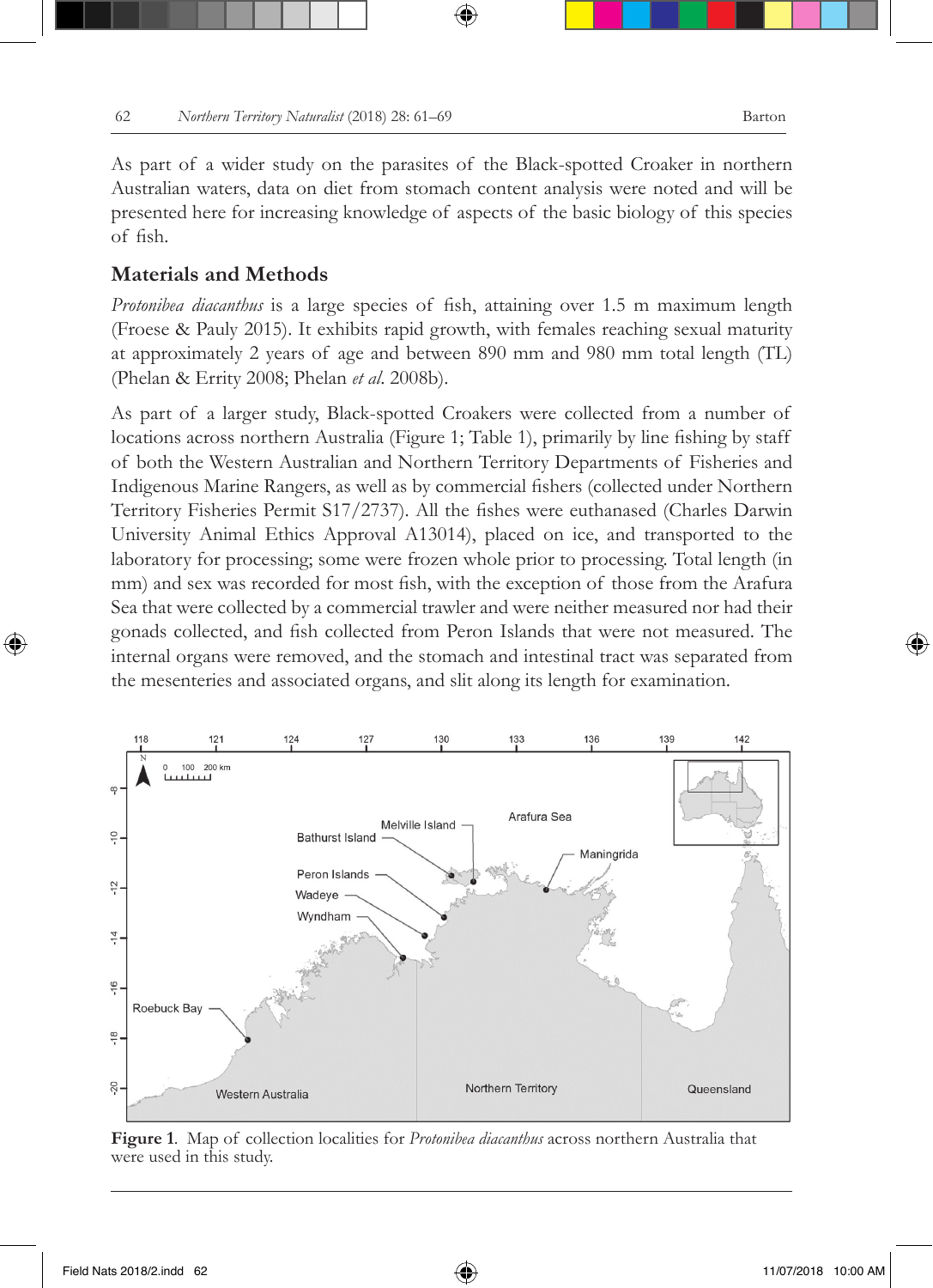As part of a wider study on the parasites of the Black-spotted Croaker in northern Australian waters, data on diet from stomach content analysis were noted and will be presented here for increasing knowledge of aspects of the basic biology of this species of fish.

## Materials and Methods

*Protonibea diacanthus* is a large species of fish, attaining over 1.5 m maximum length (Froese & Pauly 2015). It exhibits rapid growth, with females reaching sexual maturity at approximately 2 years of age and between 890 mm and 980 mm total length (TL) (Phelan & Errity 2008; Phelan *et al.* 2008b).

As part of a larger study, Black-spotted Croakers were collected from a number of locations across northern Australia (Figure 1; Table 1), primarily by line fishing by staff of both the Western Australian and Northern Territory Departments of Fisheries and Indigenous Marine Rangers, as well as by commercial fishers (collected under Northern Territory Fisheries Permit S17/2737). All the fishes were euthanased (Charles Darwin University Animal Ethics Approval A13014), placed on ice, and transported to the laboratory for processing; some were frozen whole prior to processing. Total length (in mm) and sex was recorded for most fish, with the exception of those from the Arafura Sea that were collected by a commercial trawler and were neither measured nor had their gonads collected, and fish collected from Peron Islands that were not measured. The internal organs were removed, and the stomach and intestinal tract was separated from the mesenteries and associated organs, and slit along its length for examination.

**Figure 1**. Map of collection localities for *Protonibea diacanthus* across northern Australia that were used in this study.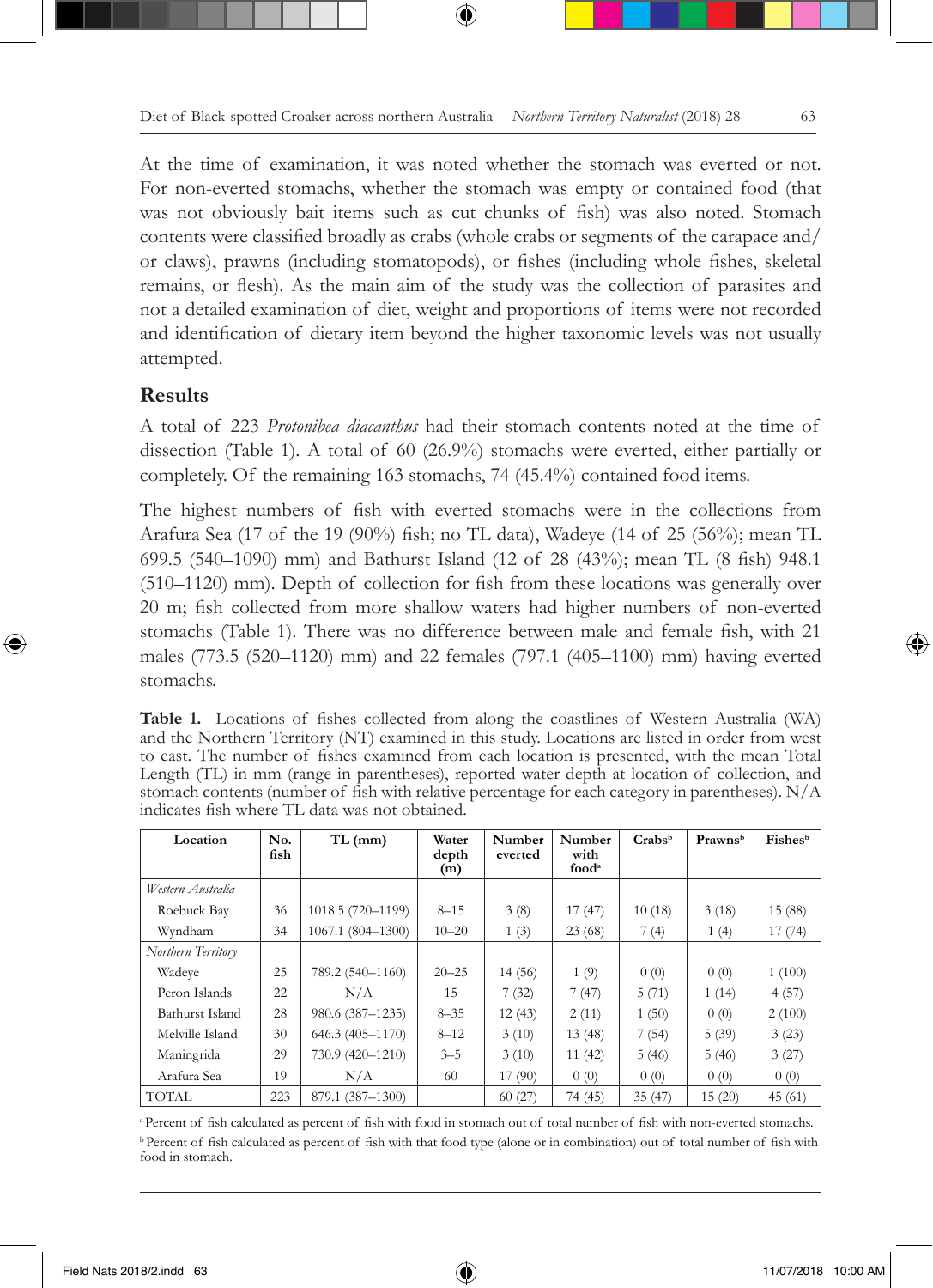At the time of examination, it was noted whether the stomach was everted or not. For non-everted stomachs, whether the stomach was empty or contained food (that was not obviously bait items such as cut chunks of fish) was also noted. Stomach contents were classified broadly as crabs (whole crabs or segments of the carapace and/or claws), prawns (including stomatopods), or fishes (including whole fishes, skeletal remains, or flesh). As the main aim of the study was the collection of parasites and not a detailed examination of diet, weight and proportions of items were not recorded and identification of dietary item beyond the higher taxonomic levels was not usually attempted.

## Results

A total of 223 *Protonibea diacanthus* had their stomach contents noted at the time of dissection (Table 1). A total of 60 (26.9%) stomachs were everted, either partially or completely. Of the remaining 163 stomachs, 74 (45.4%) contained food items.

The highest numbers of fish with everted stomachs were in the collections from Arafura Sea (17 of the 19 (90%) fish; no TL data), Wadeye (14 of 25 (56%); mean TL 699.5 (540–1090) mm) and Bathurst Island (12 of 28 (43%); mean TL (8 fish) 948.1 (510–1120) mm). Depth of collection for fish from these locations was generally over 20 m; fish collected from more shallow waters had higher numbers of non-everted stomachs (Table 1). There was no difference between male and female fish, with 21 males (773.5 (520–1120) mm) and 22 females (797.1 (405–1100) mm) having everted stomachs.

**Table 1.** Locations of fishes collected from along the coastlines of Western Australia (WA) and the Northern Territory (NT) examined in this study. Locations are listed in order from west to east. The number of fishes examined from each location is presented, with the mean Total Length (TL) in mm (range in parentheses), reported water depth at location of collection, and stomach contents (number of fish with relative percentage for each category in parentheses). N/A indicates fish where TL data was not obtained.

| Location | No. fish | TL (mm) | Water depth (m) | Number everted | Number with food[a] | Crabs[b] | Prawns[b] | Fishes[b] |
|---|---|---|---|---|---|---|---|---|
| *Western Australia* | | | | | | | | |
| Roebuck Bay | 36 | 1018.5 (720–1199) | 8–15 | 3 (8) | 17 (47) | 10 (18) | 3 (18) | 15 (88) |
| Wyndham | 34 | 1067.1 (804–1300) | 10–20 | 1 (3) | 23 (68) | 7 (4) | 1 (4) | 17 (74) |
| *Northern Territory* | | | | | | | | |
| Wadeye | 25 | 789.2 (540–1160) | 20–25 | 14 (56) | 1 (9) | 0 (0) | 0 (0) | 1 (100) |
| Peron Islands | 22 | N/A | 15 | 7 (32) | 7 (47) | 5 (71) | 1 (14) | 4 (57) |
| Bathurst Island | 28 | 980.6 (387–1235) | 8–35 | 12 (43) | 2 (11) | 1 (50) | 0 (0) | 2 (100) |
| Melville Island | 30 | 646.3 (405–1170) | 8–12 | 3 (10) | 13 (48) | 7 (54) | 5 (39) | 3 (23) |
| Maningrida | 29 | 730.9 (420–1210) | 3–5 | 3 (10) | 11 (42) | 5 (46) | 5 (46) | 3 (27) |
| Arafura Sea | 19 | N/A | 60 | 17 (90) | 0 (0) | 0 (0) | 0 (0) | 0 (0) |
| TOTAL | 223 | 879.1 (387–1300) | | 60 (27) | 74 (45) | 35 (47) | 15 (20) | 45 (61) |

[a] Percent of fish calculated as percent of fish with food in stomach out of total number of fish with non-everted stomachs.

[b] Percent of fish calculated as percent of fish with that food type (alone or in combination) out of total number of fish with food in stomach.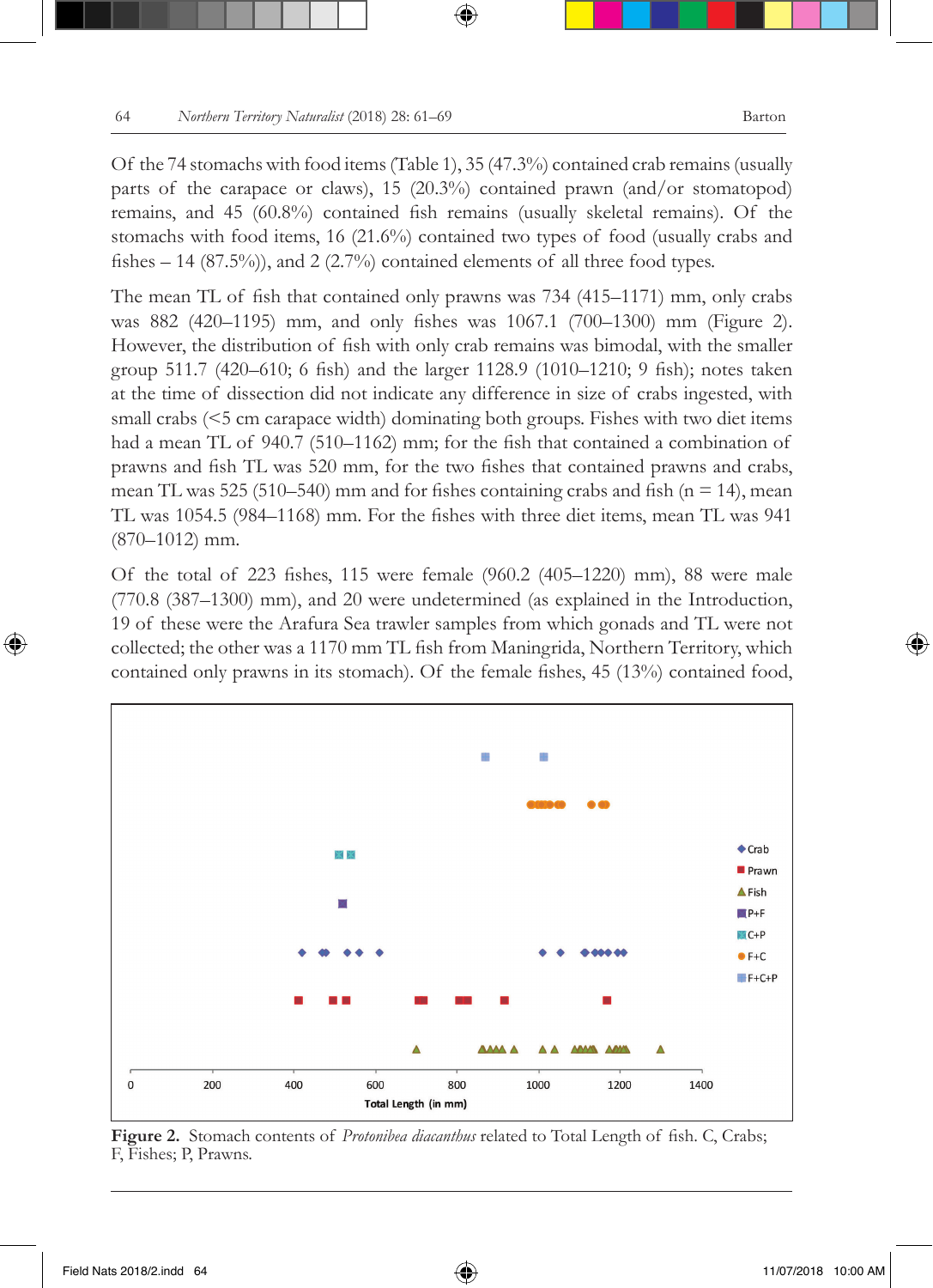Of the 74 stomachs with food items (Table 1), 35 (47.3%) contained crab remains (usually parts of the carapace or claws), 15 (20.3%) contained prawn (and/or stomatopod) remains, and 45 (60.8%) contained fish remains (usually skeletal remains). Of the stomachs with food items, 16 (21.6%) contained two types of food (usually crabs and fishes – 14 (87.5%)), and 2 (2.7%) contained elements of all three food types.

The mean TL of fish that contained only prawns was 734 (415–1171) mm, only crabs was 882 (420–1195) mm, and only fishes was 1067.1 (700–1300) mm (Figure 2). However, the distribution of fish with only crab remains was bimodal, with the smaller group 511.7 (420–610; 6 fish) and the larger 1128.9 (1010–1210; 9 fish); notes taken at the time of dissection did not indicate any difference in size of crabs ingested, with small crabs (<5 cm carapace width) dominating both groups. Fishes with two diet items had a mean TL of 940.7 (510–1162) mm; for the fish that contained a combination of prawns and fish TL was 520 mm, for the two fishes that contained prawns and crabs, mean TL was 525 (510–540) mm and for fishes containing crabs and fish (n = 14), mean TL was 1054.5 (984–1168) mm. For the fishes with three diet items, mean TL was 941 (870–1012) mm.

Of the total of 223 fishes, 115 were female (960.2 (405–1220) mm), 88 were male (770.8 (387–1300) mm), and 20 were undetermined (as explained in the Introduction, 19 of these were the Arafura Sea trawler samples from which gonads and TL were not collected; the other was a 1170 mm TL fish from Maningrida, Northern Territory, which contained only prawns in its stomach). Of the female fishes, 45 (13%) contained food,

**Figure 2.** Stomach contents of *Protonibea diacanthus* related to Total Length of fish. C, Crabs; F, Fishes; P, Prawns.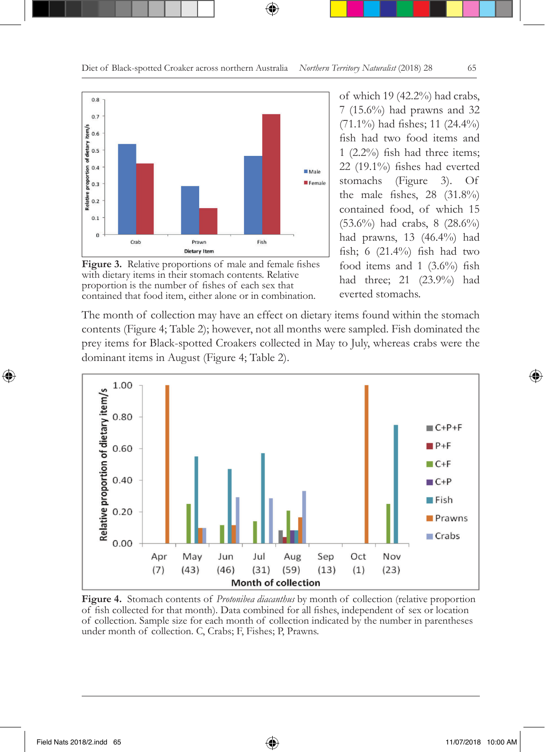of which 19 (42.2%) had crabs, 7 (15.6%) had prawns and 32 (71.1%) had fishes; 11 (24.4%) fish had two food items and 1 (2.2%) fish had three items; 22 (19.1%) fishes had everted stomachs (Figure 3). Of the male fishes, 28 (31.8%) contained food, of which 15 (53.6%) had crabs, 8 (28.6%) had prawns, 13 (46.4%) had fish; 6 (21.4%) fish had two food items and 1 (3.6%) fish had three; 21 (23.9%) had everted stomachs.

**Figure 3.** Relative proportions of male and female fishes with dietary items in their stomach contents. Relative proportion is the number of fishes of each sex that contained that food item, either alone or in combination.

The month of collection may have an effect on dietary items found within the stomach contents (Figure 4; Table 2); however, not all months were sampled. Fish dominated the prey items for Black-spotted Croakers collected in May to July, whereas crabs were the dominant items in August (Figure 4; Table 2).

**Figure 4.** Stomach contents of *Protonibea diacanthus* by month of collection (relative proportion of fish collected for that month). Data combined for all fishes, independent of sex or location of collection. Sample size for each month of collection indicated by the number in parentheses under month of collection. C, Crabs; F, Fishes; P, Prawns.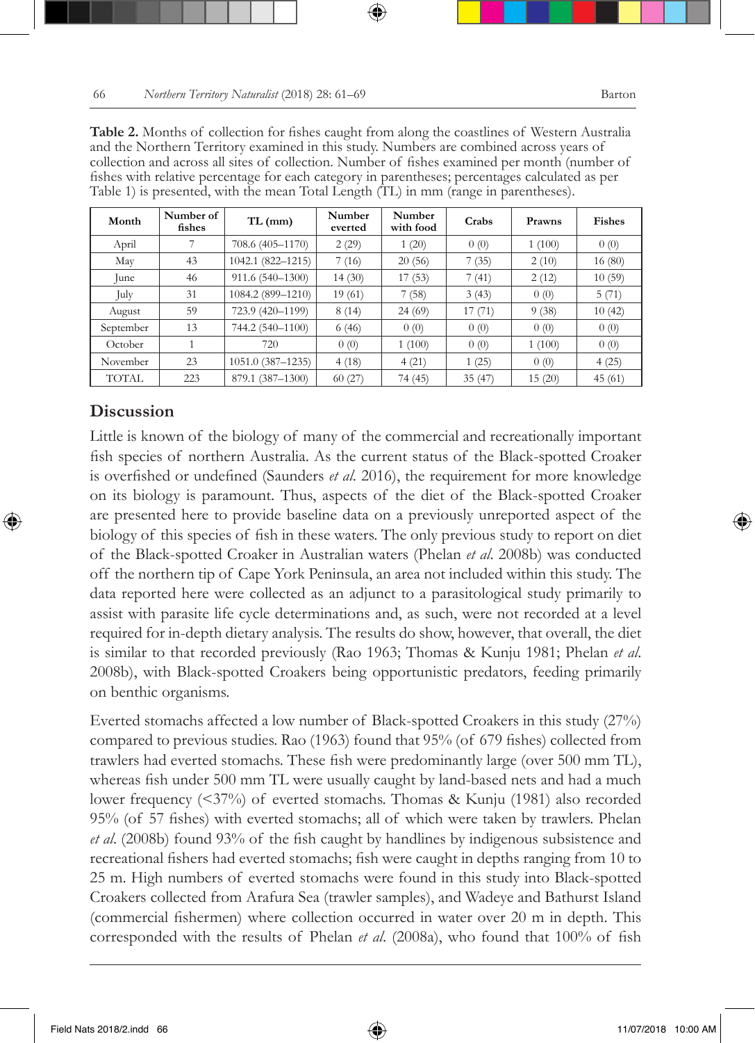**Table 2.** Months of collection for fishes caught from along the coastlines of Western Australia and the Northern Territory examined in this study. Numbers are combined across years of collection and across all sites of collection. Number of fishes examined per month (number of fishes with relative percentage for each category in parentheses; percentages calculated as per Table 1) is presented, with the mean Total Length (TL) in mm (range in parentheses).

| Month | Number of fishes | TL (mm) | Number everted | Number with food | Crabs | Prawns | Fishes |
|---|---|---|---|---|---|---|---|
| April | 7 | 708.6 (405–1170) | 2 (29) | 1 (20) | 0 (0) | 1 (100) | 0 (0) |
| May | 43 | 1042.1 (822–1215) | 7 (16) | 20 (56) | 7 (35) | 2 (10) | 16 (80) |
| June | 46 | 911.6 (540–1300) | 14 (30) | 17 (53) | 7 (41) | 2 (12) | 10 (59) |
| July | 31 | 1084.2 (899–1210) | 19 (61) | 7 (58) | 3 (43) | 0 (0) | 5 (71) |
| August | 59 | 723.9 (420–1199) | 8 (14) | 24 (69) | 17 (71) | 9 (38) | 10 (42) |
| September | 13 | 744.2 (540–1100) | 6 (46) | 0 (0) | 0 (0) | 0 (0) | 0 (0) |
| October | 1 | 720 | 0 (0) | 1 (100) | 0 (0) | 1 (100) | 0 (0) |
| November | 23 | 1051.0 (387–1235) | 4 (18) | 4 (21) | 1 (25) | 0 (0) | 4 (25) |
| TOTAL | 223 | 879.1 (387–1300) | 60 (27) | 74 (45) | 35 (47) | 15 (20) | 45 (61) |

## Discussion

Little is known of the biology of many of the commercial and recreationally important fish species of northern Australia. As the current status of the Black-spotted Croaker is overfished or undefined (Saunders *et al.* 2016), the requirement for more knowledge on its biology is paramount. Thus, aspects of the diet of the Black-spotted Croaker are presented here to provide baseline data on a previously unreported aspect of the biology of this species of fish in these waters. The only previous study to report on diet of the Black-spotted Croaker in Australian waters (Phelan *et al.* 2008b) was conducted off the northern tip of Cape York Peninsula, an area not included within this study. The data reported here were collected as an adjunct to a parasitological study primarily to assist with parasite life cycle determinations and, as such, were not recorded at a level required for in-depth dietary analysis. The results do show, however, that overall, the diet is similar to that recorded previously (Rao 1963; Thomas & Kunju 1981; Phelan *et al.* 2008b), with Black-spotted Croakers being opportunistic predators, feeding primarily on benthic organisms.

Everted stomachs affected a low number of Black-spotted Croakers in this study (27%) compared to previous studies. Rao (1963) found that 95% (of 679 fishes) collected from trawlers had everted stomachs. These fish were predominantly large (over 500 mm TL), whereas fish under 500 mm TL were usually caught by land-based nets and had a much lower frequency (<37%) of everted stomachs. Thomas & Kunju (1981) also recorded 95% (of 57 fishes) with everted stomachs; all of which were taken by trawlers. Phelan *et al.* (2008b) found 93% of the fish caught by handlines by indigenous subsistence and recreational fishers had everted stomachs; fish were caught in depths ranging from 10 to 25 m. High numbers of everted stomachs were found in this study into Black-spotted Croakers collected from Arafura Sea (trawler samples), and Wadeye and Bathurst Island (commercial fishermen) where collection occurred in water over 20 m in depth. This corresponded with the results of Phelan *et al.* (2008a), who found that 100% of fish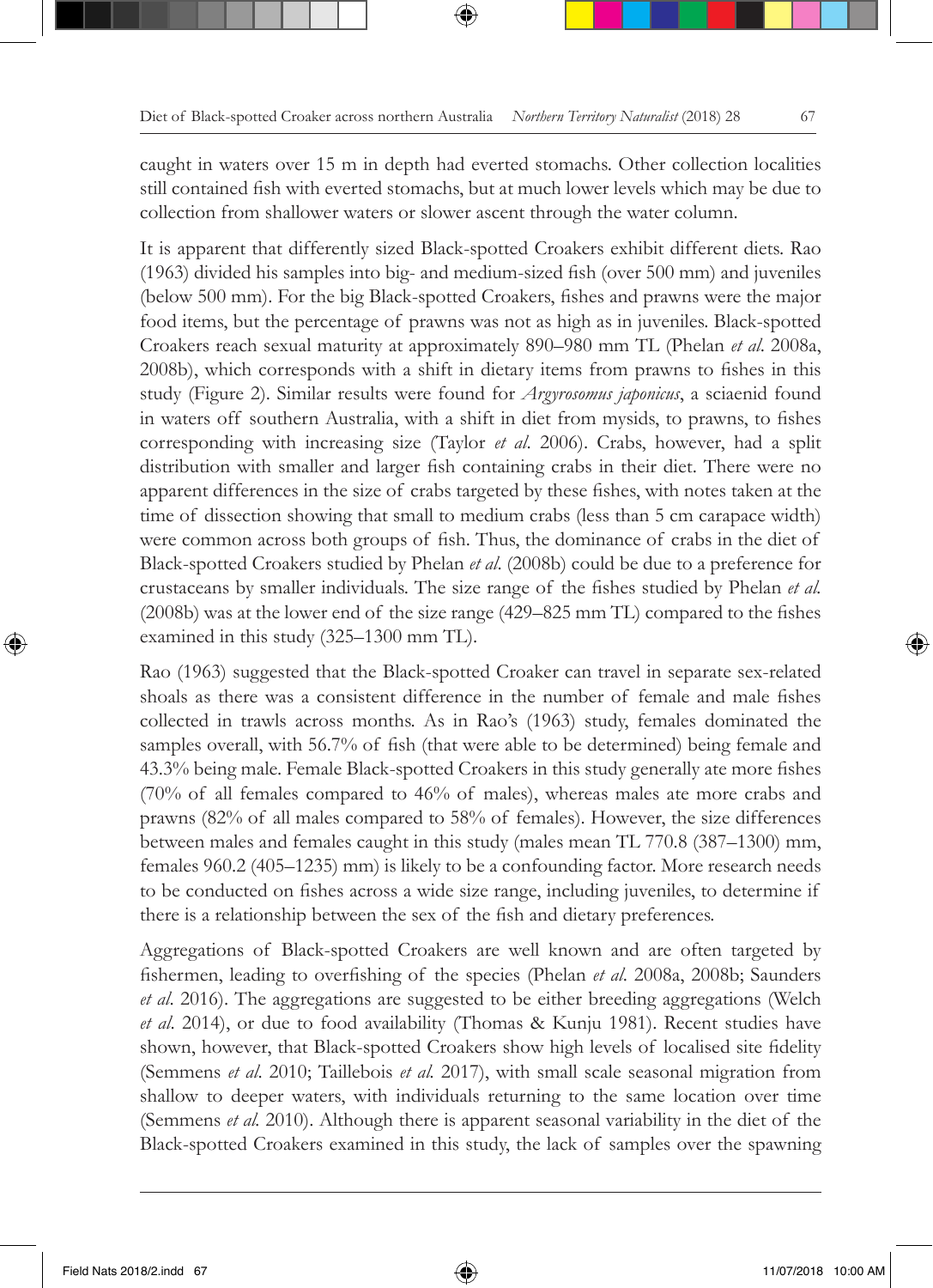caught in waters over 15 m in depth had everted stomachs. Other collection localities still contained fish with everted stomachs, but at much lower levels which may be due to collection from shallower waters or slower ascent through the water column.

It is apparent that differently sized Black-spotted Croakers exhibit different diets. Rao (1963) divided his samples into big- and medium-sized fish (over 500 mm) and juveniles (below 500 mm). For the big Black-spotted Croakers, fishes and prawns were the major food items, but the percentage of prawns was not as high as in juveniles. Black-spotted Croakers reach sexual maturity at approximately 890–980 mm TL (Phelan *et al.* 2008a, 2008b), which corresponds with a shift in dietary items from prawns to fishes in this study (Figure 2). Similar results were found for *Argyrosomus japonicus*, a sciaenid found in waters off southern Australia, with a shift in diet from mysids, to prawns, to fishes corresponding with increasing size (Taylor *et al.* 2006). Crabs, however, had a split distribution with smaller and larger fish containing crabs in their diet. There were no apparent differences in the size of crabs targeted by these fishes, with notes taken at the time of dissection showing that small to medium crabs (less than 5 cm carapace width) were common across both groups of fish. Thus, the dominance of crabs in the diet of Black-spotted Croakers studied by Phelan *et al.* (2008b) could be due to a preference for crustaceans by smaller individuals. The size range of the fishes studied by Phelan *et al.* (2008b) was at the lower end of the size range (429–825 mm TL) compared to the fishes examined in this study (325–1300 mm TL).

Rao (1963) suggested that the Black-spotted Croaker can travel in separate sex-related shoals as there was a consistent difference in the number of female and male fishes collected in trawls across months. As in Rao's (1963) study, females dominated the samples overall, with 56.7% of fish (that were able to be determined) being female and 43.3% being male. Female Black-spotted Croakers in this study generally ate more fishes (70% of all females compared to 46% of males), whereas males ate more crabs and prawns (82% of all males compared to 58% of females). However, the size differences between males and females caught in this study (males mean TL 770.8 (387–1300) mm, females 960.2 (405–1235) mm) is likely to be a confounding factor. More research needs to be conducted on fishes across a wide size range, including juveniles, to determine if there is a relationship between the sex of the fish and dietary preferences.

Aggregations of Black-spotted Croakers are well known and are often targeted by fishermen, leading to overfishing of the species (Phelan *et al.* 2008a, 2008b; Saunders *et al.* 2016). The aggregations are suggested to be either breeding aggregations (Welch *et al.* 2014), or due to food availability (Thomas & Kunju 1981). Recent studies have shown, however, that Black-spotted Croakers show high levels of localised site fidelity (Semmens *et al.* 2010; Taillebois *et al.* 2017), with small scale seasonal migration from shallow to deeper waters, with individuals returning to the same location over time (Semmens *et al.* 2010). Although there is apparent seasonal variability in the diet of the Black-spotted Croakers examined in this study, the lack of samples over the spawning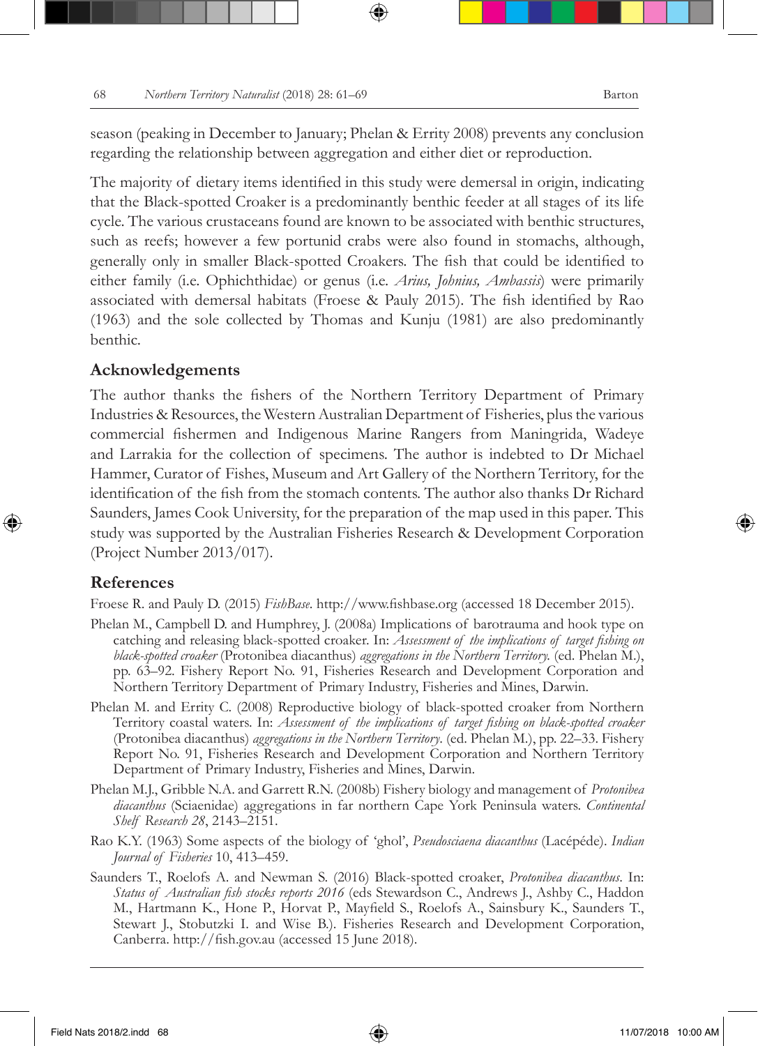season (peaking in December to January; Phelan & Errity 2008) prevents any conclusion regarding the relationship between aggregation and either diet or reproduction.

The majority of dietary items identified in this study were demersal in origin, indicating that the Black-spotted Croaker is a predominantly benthic feeder at all stages of its life cycle. The various crustaceans found are known to be associated with benthic structures, such as reefs; however a few portunid crabs were also found in stomachs, although, generally only in smaller Black-spotted Croakers. The fish that could be identified to either family (i.e. Ophichthidae) or genus (i.e. *Arius, Johnius, Ambassis*) were primarily associated with demersal habitats (Froese & Pauly 2015). The fish identified by Rao (1963) and the sole collected by Thomas and Kunju (1981) are also predominantly benthic.

## Acknowledgements

The author thanks the fishers of the Northern Territory Department of Primary Industries & Resources, the Western Australian Department of Fisheries, plus the various commercial fishermen and Indigenous Marine Rangers from Maningrida, Wadeye and Larrakia for the collection of specimens. The author is indebted to Dr Michael Hammer, Curator of Fishes, Museum and Art Gallery of the Northern Territory, for the identification of the fish from the stomach contents. The author also thanks Dr Richard Saunders, James Cook University, for the preparation of the map used in this paper. This study was supported by the Australian Fisheries Research & Development Corporation (Project Number 2013/017).

## References

Froese R. and Pauly D. (2015) *FishBase*. http://www.fishbase.org (accessed 18 December 2015).

Phelan M., Campbell D. and Humphrey, J. (2008a) Implications of barotrauma and hook type on catching and releasing black-spotted croaker. In: *Assessment of the implications of target fishing on black-spotted croaker* (Protonibea diacanthus) *aggregations in the Northern Territory*. (ed. Phelan M.), pp. 63–92. Fishery Report No. 91, Fisheries Research and Development Corporation and Northern Territory Department of Primary Industry, Fisheries and Mines, Darwin.

Phelan M. and Errity C. (2008) Reproductive biology of black-spotted croaker from Northern Territory coastal waters. In: *Assessment of the implications of target fishing on black-spotted croaker* (Protonibea diacanthus) *aggregations in the Northern Territory*. (ed. Phelan M.), pp. 22–33. Fishery Report No. 91, Fisheries Research and Development Corporation and Northern Territory Department of Primary Industry, Fisheries and Mines, Darwin.

Phelan M.J., Gribble N.A. and Garrett R.N. (2008b) Fishery biology and management of *Protonibea diacanthus* (Sciaenidae) aggregations in far northern Cape York Peninsula waters. *Continental Shelf Research 28*, 2143–2151.

Rao K.Y. (1963) Some aspects of the biology of 'ghol', *Pseudosciaena diacanthus* (Lacépéde). *Indian Journal of Fisheries* 10, 413–459.

Saunders T., Roelofs A. and Newman S. (2016) Black-spotted croaker, *Protonibea diacanthus*. In: *Status of Australian fish stocks reports 2016* (eds Stewardson C., Andrews J., Ashby C., Haddon M., Hartmann K., Hone P., Horvat P., Mayfield S., Roelofs A., Sainsbury K., Saunders T., Stewart J., Stobutzki I. and Wise B.). Fisheries Research and Development Corporation, Canberra. http://fish.gov.au (accessed 15 June 2018).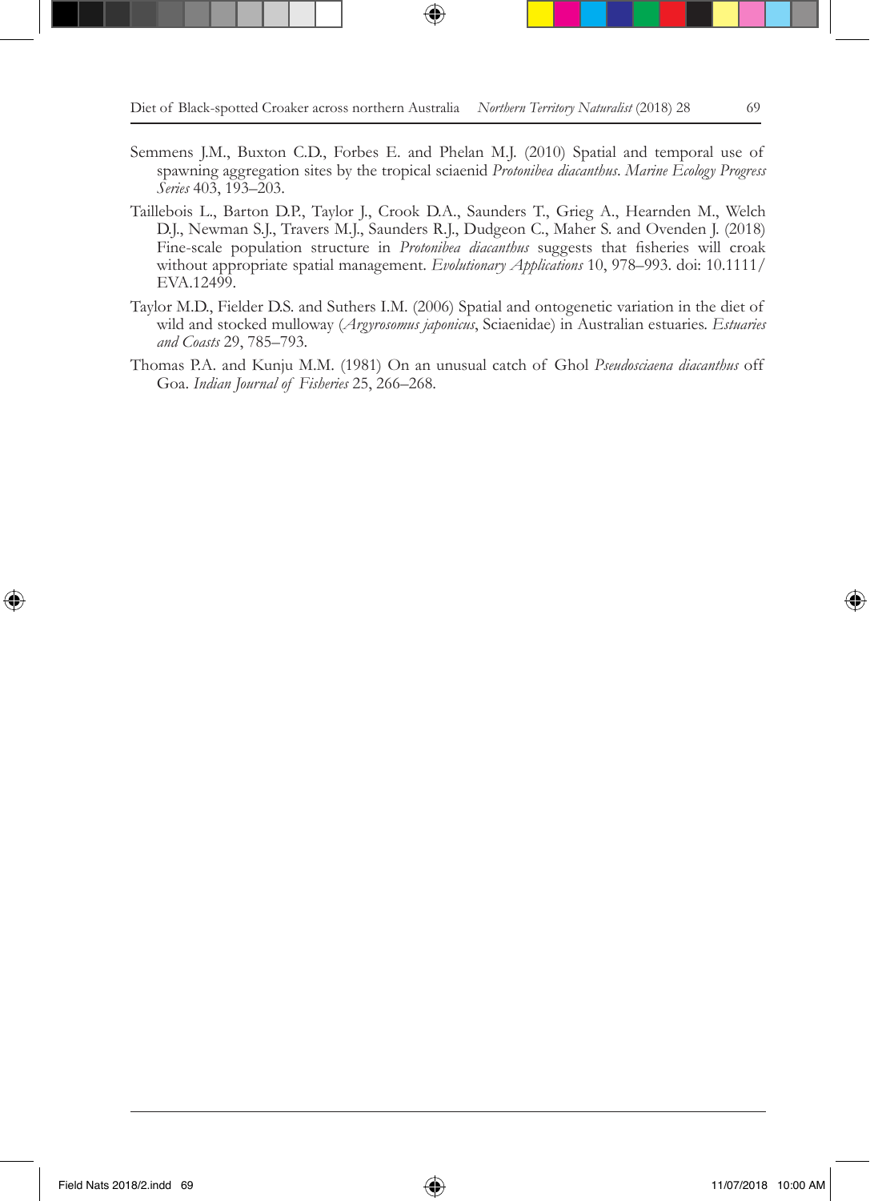Semmens J.M., Buxton C.D., Forbes E. and Phelan M.J. (2010) Spatial and temporal use of spawning aggregation sites by the tropical sciaenid *Protonibea diacanthus*. *Marine Ecology Progress Series* 403, 193–203.

Taillebois L., Barton D.P., Taylor J., Crook D.A., Saunders T., Grieg A., Hearnden M., Welch D.J., Newman S.J., Travers M.J., Saunders R.J., Dudgeon C., Maher S. and Ovenden J. (2018) Fine-scale population structure in *Protonibea diacanthus* suggests that fisheries will croak without appropriate spatial management. *Evolutionary Applications* 10, 978–993. doi: 10.1111/EVA.12499.

Taylor M.D., Fielder D.S. and Suthers I.M. (2006) Spatial and ontogenetic variation in the diet of wild and stocked mulloway (*Argyrosomus japonicus*, Sciaenidae) in Australian estuaries. *Estuaries and Coasts* 29, 785–793.

Thomas P.A. and Kunju M.M. (1981) On an unusual catch of Ghol *Pseudosciaena diacanthus* off Goa. *Indian Journal of Fisheries* 25, 266–268.